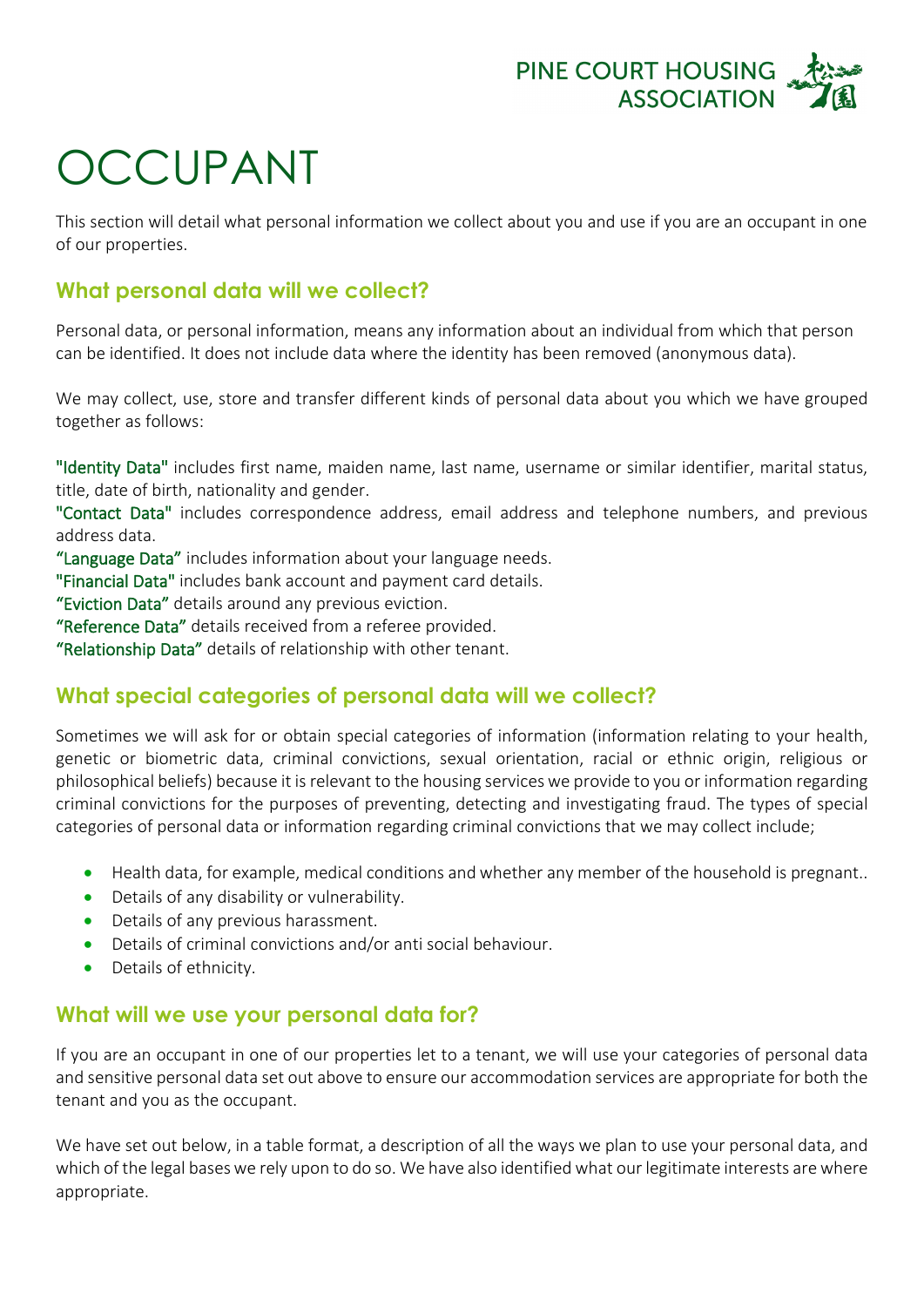# OCCUPANT

This section will detail what personal information we collect about you and use if you are an occupant in one of our properties.

## What personal data will we collect?

Personal data, or personal information, means any information about an individual from which that person can be identified. It does not include data where the identity has been removed (anonymous data).

We may collect, use, store and transfer different kinds of personal data about you which we have grouped together as follows:

"Identity Data" includes first name, maiden name, last name, username or similar identifier, marital status, title, date of birth, nationality and gender.
"Contact Data" includes correspondence address, email address and telephone numbers, and previous address data.
"Language Data" includes information about your language needs.
"Financial Data" includes bank account and payment card details.
"Eviction Data" details around any previous eviction.
"Reference Data" details received from a referee provided.
"Relationship Data" details of relationship with other tenant.

## What special categories of personal data will we collect?

Sometimes we will ask for or obtain special categories of information (information relating to your health, genetic or biometric data, criminal convictions, sexual orientation, racial or ethnic origin, religious or philosophical beliefs) because it is relevant to the housing services we provide to you or information regarding criminal convictions for the purposes of preventing, detecting and investigating fraud. The types of special categories of personal data or information regarding criminal convictions that we may collect include;

- Health data, for example, medical conditions and whether any member of the household is pregnant..
- Details of any disability or vulnerability.
- Details of any previous harassment.
- Details of criminal convictions and/or anti social behaviour.
- Details of ethnicity.

## What will we use your personal data for?

If you are an occupant in one of our properties let to a tenant, we will use your categories of personal data and sensitive personal data set out above to ensure our accommodation services are appropriate for both the tenant and you as the occupant.

We have set out below, in a table format, a description of all the ways we plan to use your personal data, and which of the legal bases we rely upon to do so. We have also identified what our legitimate interests are where appropriate.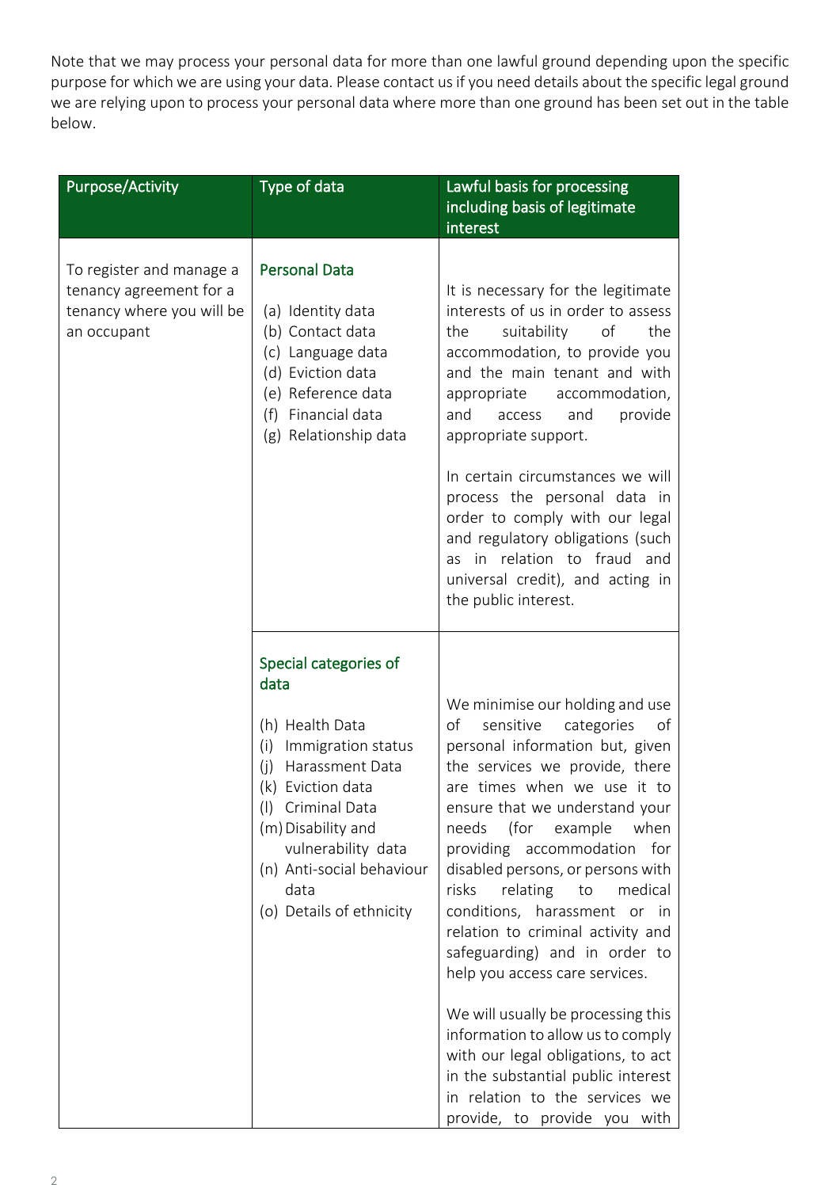Note that we may process your personal data for more than one lawful ground depending upon the specific purpose for which we are using your data. Please contact us if you need details about the specific legal ground we are relying upon to process your personal data where more than one ground has been set out in the table below.

| Purpose/Activity | Type of data | Lawful basis for processing including basis of legitimate interest |
| --- | --- | --- |
| To register and manage a tenancy agreement for a tenancy where you will be an occupant | **Personal Data**<br>(a) Identity data<br>(b) Contact data<br>(c) Language data<br>(d) Eviction data<br>(e) Reference data<br>(f) Financial data<br>(g) Relationship data | It is necessary for the legitimate interests of us in order to assess the suitability of the accommodation, to provide you and the main tenant and with appropriate accommodation, and access and provide appropriate support.<br><br>In certain circumstances we will process the personal data in order to comply with our legal and regulatory obligations (such as in relation to fraud and universal credit), and acting in the public interest. |
| | **Special categories of data**<br>(h) Health Data<br>(i) Immigration status<br>(j) Harassment Data<br>(k) Eviction data<br>(l) Criminal Data<br>(m) Disability and vulnerability data<br>(n) Anti-social behaviour data<br>(o) Details of ethnicity | We minimise our holding and use of sensitive categories of personal information but, given the services we provide, there are times when we use it to ensure that we understand your needs (for example when providing accommodation for disabled persons, or persons with risks relating to medical conditions, harassment or in relation to criminal activity and safeguarding) and in order to help you access care services.<br><br>We will usually be processing this information to allow us to comply with our legal obligations, to act in the substantial public interest in relation to the services we provide, to provide you with |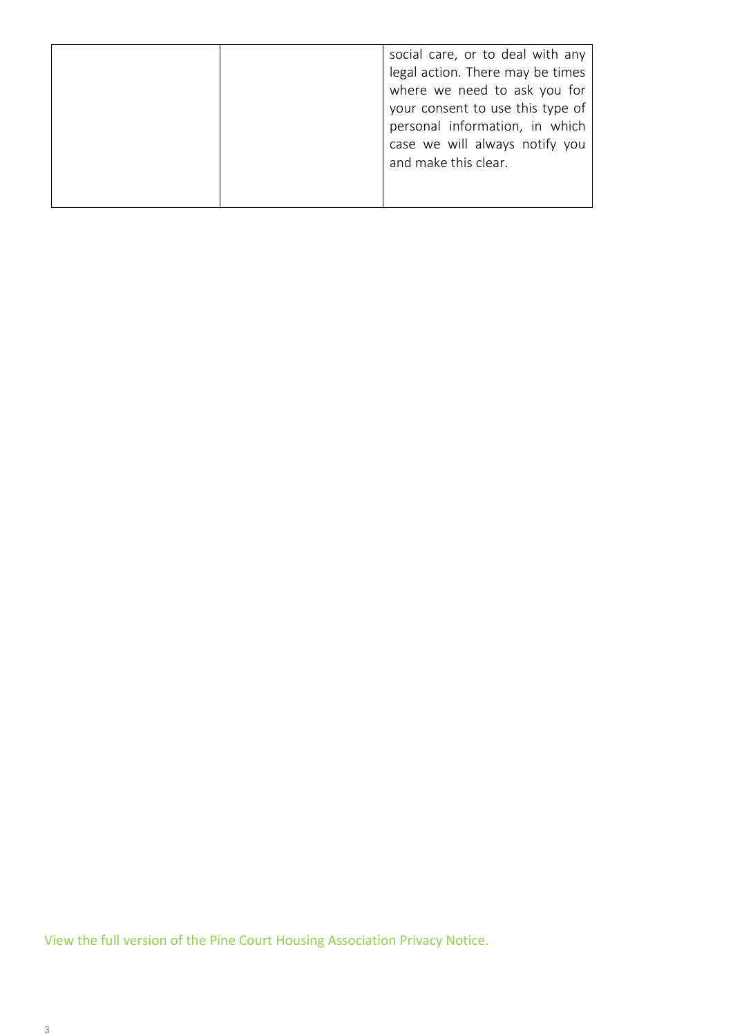| | | |
|---|---|---|
| | | social care, or to deal with any legal action. There may be times where we need to ask you for your consent to use this type of personal information, in which case we will always notify you and make this clear. |

View the full version of the Pine Court Housing Association Privacy Notice.